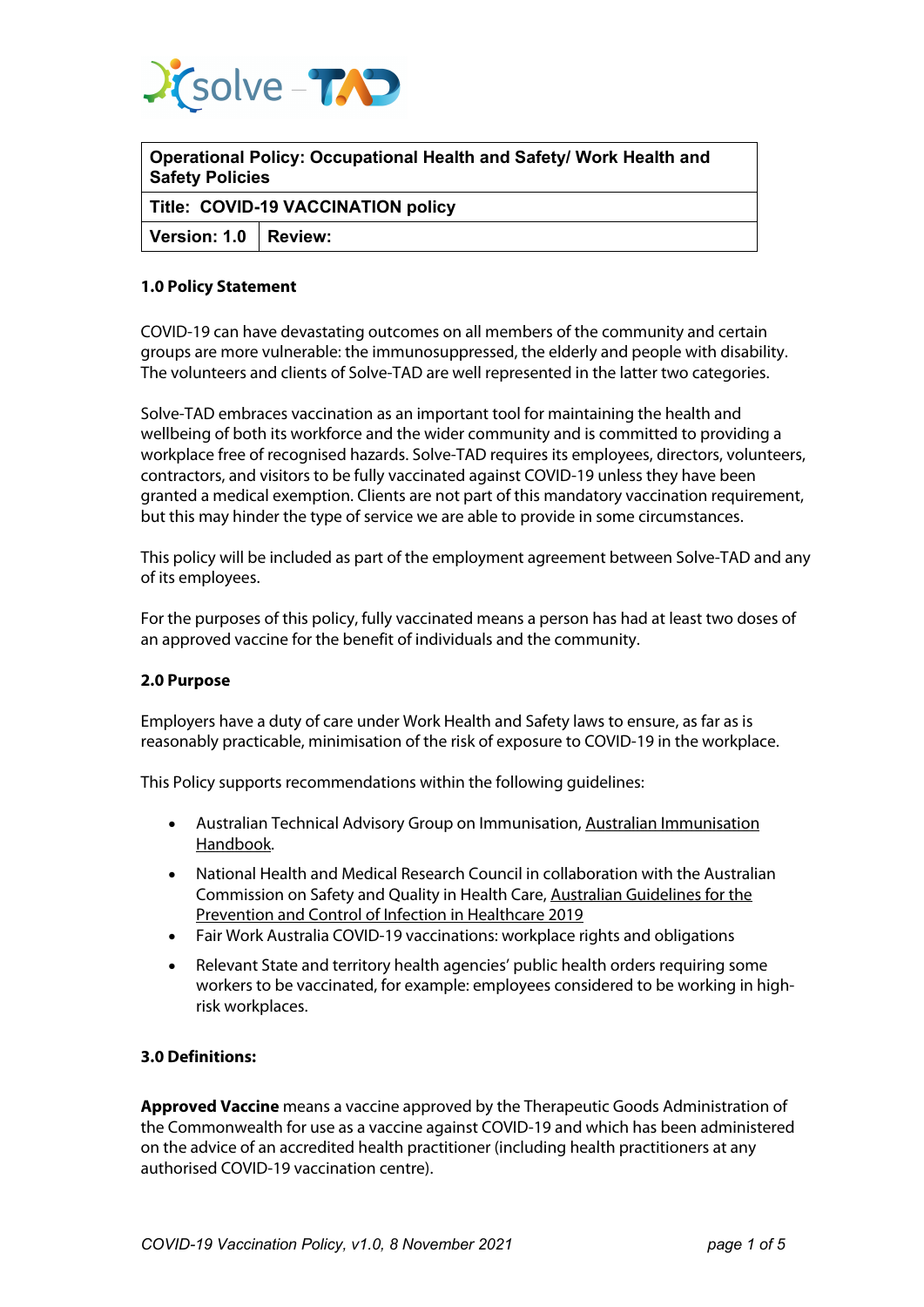| Operational Policy: Occupational Health and Safety/ Work Health and Safety Policies | |
|---|---|
| **Title: COVID-19 VACCINATION policy** | |
| **Version: 1.0** | **Review:** |

## 1.0 Policy Statement

COVID-19 can have devastating outcomes on all members of the community and certain groups are more vulnerable: the immunosuppressed, the elderly and people with disability. The volunteers and clients of Solve-TAD are well represented in the latter two categories.

Solve-TAD embraces vaccination as an important tool for maintaining the health and wellbeing of both its workforce and the wider community and is committed to providing a workplace free of recognised hazards. Solve-TAD requires its employees, directors, volunteers, contractors, and visitors to be fully vaccinated against COVID-19 unless they have been granted a medical exemption. Clients are not part of this mandatory vaccination requirement, but this may hinder the type of service we are able to provide in some circumstances.

This policy will be included as part of the employment agreement between Solve-TAD and any of its employees.

For the purposes of this policy, fully vaccinated means a person has had at least two doses of an approved vaccine for the benefit of individuals and the community.

## 2.0 Purpose

Employers have a duty of care under Work Health and Safety laws to ensure, as far as is reasonably practicable, minimisation of the risk of exposure to COVID-19 in the workplace.

This Policy supports recommendations within the following guidelines:

- Australian Technical Advisory Group on Immunisation, Australian Immunisation Handbook.
- National Health and Medical Research Council in collaboration with the Australian Commission on Safety and Quality in Health Care, Australian Guidelines for the Prevention and Control of Infection in Healthcare 2019
- Fair Work Australia COVID-19 vaccinations: workplace rights and obligations
- Relevant State and territory health agencies' public health orders requiring some workers to be vaccinated, for example: employees considered to be working in high-risk workplaces.

## 3.0 Definitions:

**Approved Vaccine** means a vaccine approved by the Therapeutic Goods Administration of the Commonwealth for use as a vaccine against COVID-19 and which has been administered on the advice of an accredited health practitioner (including health practitioners at any authorised COVID-19 vaccination centre).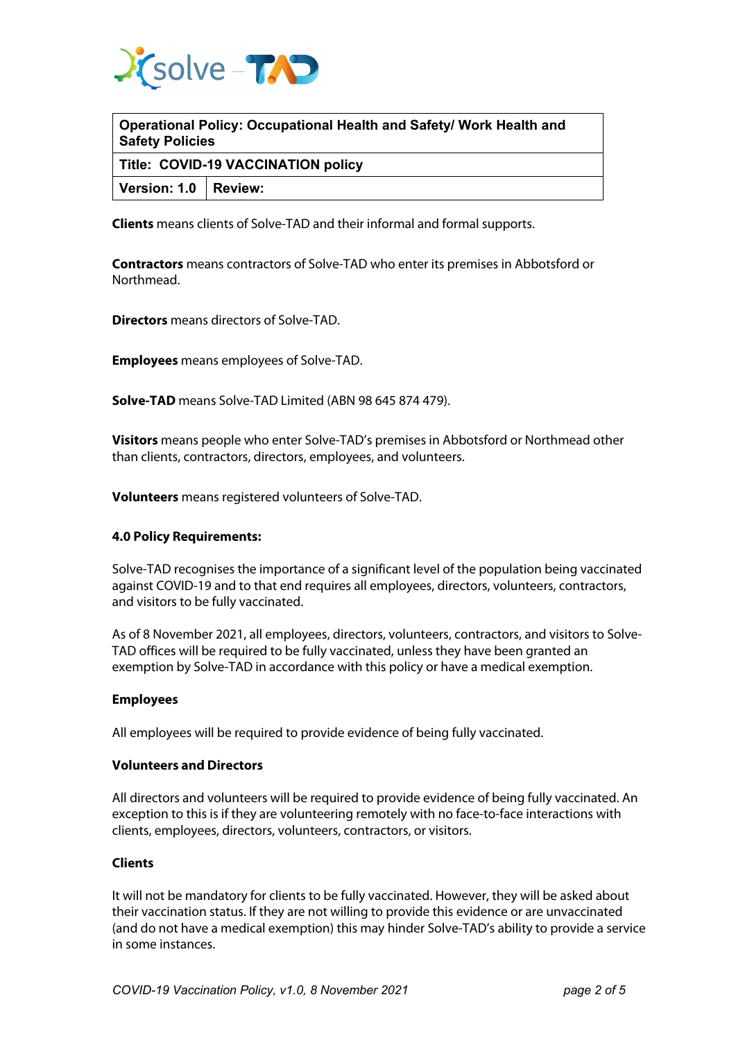| Operational Policy: Occupational Health and Safety/ Work Health and Safety Policies | |
| --- | --- |
| Title: COVID-19 VACCINATION policy | |
| Version: 1.0 | Review: |

**Clients** means clients of Solve-TAD and their informal and formal supports.

**Contractors** means contractors of Solve-TAD who enter its premises in Abbotsford or Northmead.

**Directors** means directors of Solve-TAD.

**Employees** means employees of Solve-TAD.

**Solve-TAD** means Solve-TAD Limited (ABN 98 645 874 479).

**Visitors** means people who enter Solve-TAD's premises in Abbotsford or Northmead other than clients, contractors, directors, employees, and volunteers.

**Volunteers** means registered volunteers of Solve-TAD.

**4.0 Policy Requirements:**

Solve-TAD recognises the importance of a significant level of the population being vaccinated against COVID-19 and to that end requires all employees, directors, volunteers, contractors, and visitors to be fully vaccinated.

As of 8 November 2021, all employees, directors, volunteers, contractors, and visitors to Solve-TAD offices will be required to be fully vaccinated, unless they have been granted an exemption by Solve-TAD in accordance with this policy or have a medical exemption.

**Employees**

All employees will be required to provide evidence of being fully vaccinated.

**Volunteers and Directors**

All directors and volunteers will be required to provide evidence of being fully vaccinated. An exception to this is if they are volunteering remotely with no face-to-face interactions with clients, employees, directors, volunteers, contractors, or visitors.

**Clients**

It will not be mandatory for clients to be fully vaccinated. However, they will be asked about their vaccination status. If they are not willing to provide this evidence or are unvaccinated (and do not have a medical exemption) this may hinder Solve-TAD's ability to provide a service in some instances.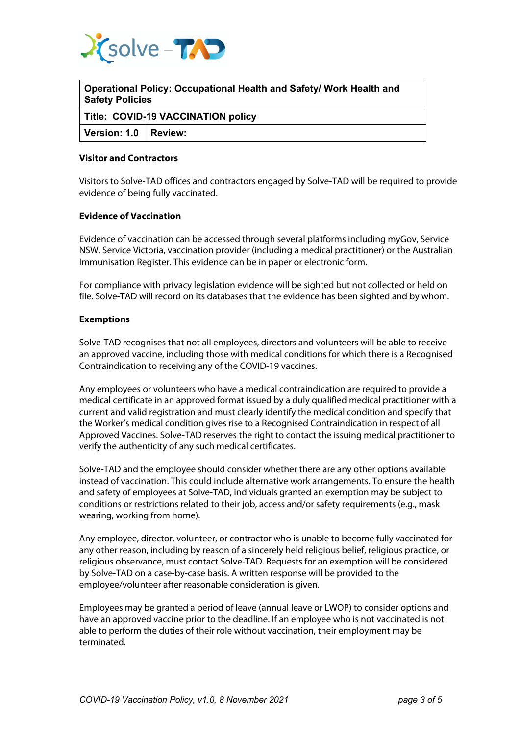| Operational Policy: Occupational Health and Safety/ Work Health and Safety Policies | |
|---|---|
| Title: COVID-19 VACCINATION policy | |
| Version: 1.0 | Review: |

**Visitor and Contractors**

Visitors to Solve-TAD offices and contractors engaged by Solve-TAD will be required to provide evidence of being fully vaccinated.

**Evidence of Vaccination**

Evidence of vaccination can be accessed through several platforms including myGov, Service NSW, Service Victoria, vaccination provider (including a medical practitioner) or the Australian Immunisation Register. This evidence can be in paper or electronic form.

For compliance with privacy legislation evidence will be sighted but not collected or held on file. Solve-TAD will record on its databases that the evidence has been sighted and by whom.

**Exemptions**

Solve-TAD recognises that not all employees, directors and volunteers will be able to receive an approved vaccine, including those with medical conditions for which there is a Recognised Contraindication to receiving any of the COVID-19 vaccines.

Any employees or volunteers who have a medical contraindication are required to provide a medical certificate in an approved format issued by a duly qualified medical practitioner with a current and valid registration and must clearly identify the medical condition and specify that the Worker's medical condition gives rise to a Recognised Contraindication in respect of all Approved Vaccines. Solve-TAD reserves the right to contact the issuing medical practitioner to verify the authenticity of any such medical certificates.

Solve-TAD and the employee should consider whether there are any other options available instead of vaccination. This could include alternative work arrangements. To ensure the health and safety of employees at Solve-TAD, individuals granted an exemption may be subject to conditions or restrictions related to their job, access and/or safety requirements (e.g., mask wearing, working from home).

Any employee, director, volunteer, or contractor who is unable to become fully vaccinated for any other reason, including by reason of a sincerely held religious belief, religious practice, or religious observance, must contact Solve-TAD. Requests for an exemption will be considered by Solve-TAD on a case-by-case basis. A written response will be provided to the employee/volunteer after reasonable consideration is given.

Employees may be granted a period of leave (annual leave or LWOP) to consider options and have an approved vaccine prior to the deadline. If an employee who is not vaccinated is not able to perform the duties of their role without vaccination, their employment may be terminated.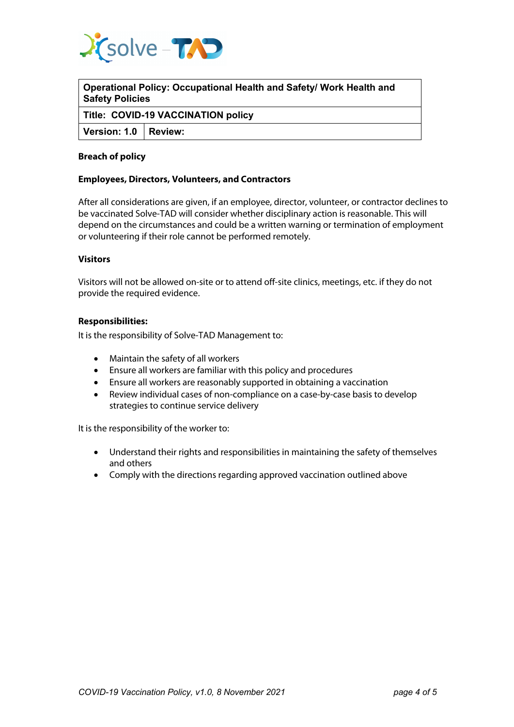| Operational Policy: Occupational Health and Safety/ Work Health and Safety Policies | |
|---|---|
| Title: COVID-19 VACCINATION policy | |
| Version: 1.0 | Review: |

**Breach of policy**

**Employees, Directors, Volunteers, and Contractors**

After all considerations are given, if an employee, director, volunteer, or contractor declines to be vaccinated Solve-TAD will consider whether disciplinary action is reasonable. This will depend on the circumstances and could be a written warning or termination of employment or volunteering if their role cannot be performed remotely.

**Visitors**

Visitors will not be allowed on-site or to attend off-site clinics, meetings, etc. if they do not provide the required evidence.

**Responsibilities:**

It is the responsibility of Solve-TAD Management to:

- Maintain the safety of all workers
- Ensure all workers are familiar with this policy and procedures
- Ensure all workers are reasonably supported in obtaining a vaccination
- Review individual cases of non-compliance on a case-by-case basis to develop strategies to continue service delivery

It is the responsibility of the worker to:

- Understand their rights and responsibilities in maintaining the safety of themselves and others
- Comply with the directions regarding approved vaccination outlined above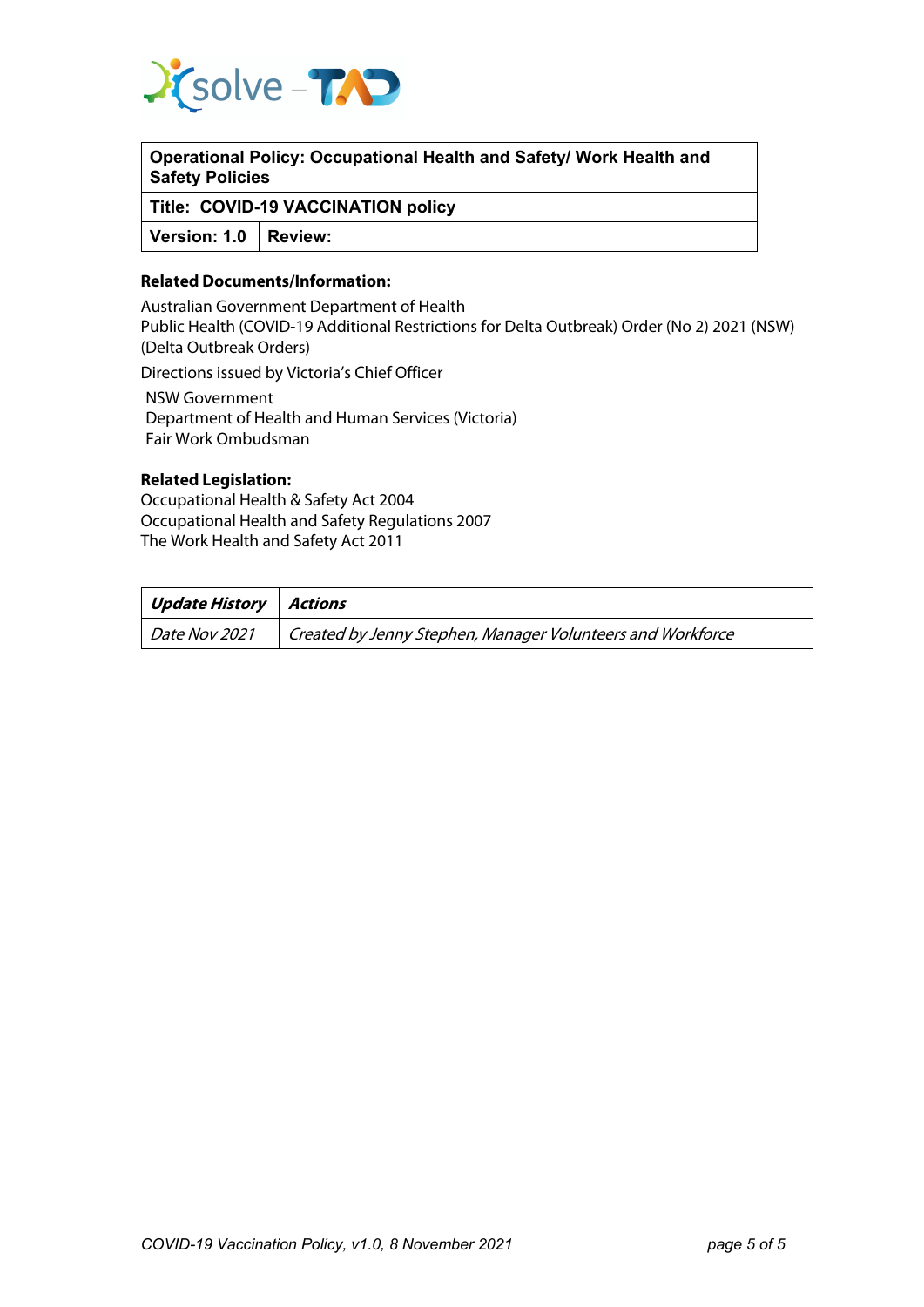| | |
|---|---|
| **Operational Policy: Occupational Health and Safety/ Work Health and Safety Policies** | |
| **Title: COVID-19 VACCINATION policy** | |
| **Version: 1.0** | **Review:** |

**Related Documents/Information:**

Australian Government Department of Health
Public Health (COVID-19 Additional Restrictions for Delta Outbreak) Order (No 2) 2021 (NSW) (Delta Outbreak Orders)

Directions issued by Victoria's Chief Officer

NSW Government
Department of Health and Human Services (Victoria)
Fair Work Ombudsman

**Related Legislation:**
Occupational Health & Safety Act 2004
Occupational Health and Safety Regulations 2007
The Work Health and Safety Act 2011

| ***Update History*** | ***Actions*** |
|---|---|
| *Date Nov 2021* | *Created by Jenny Stephen, Manager Volunteers and Workforce* |